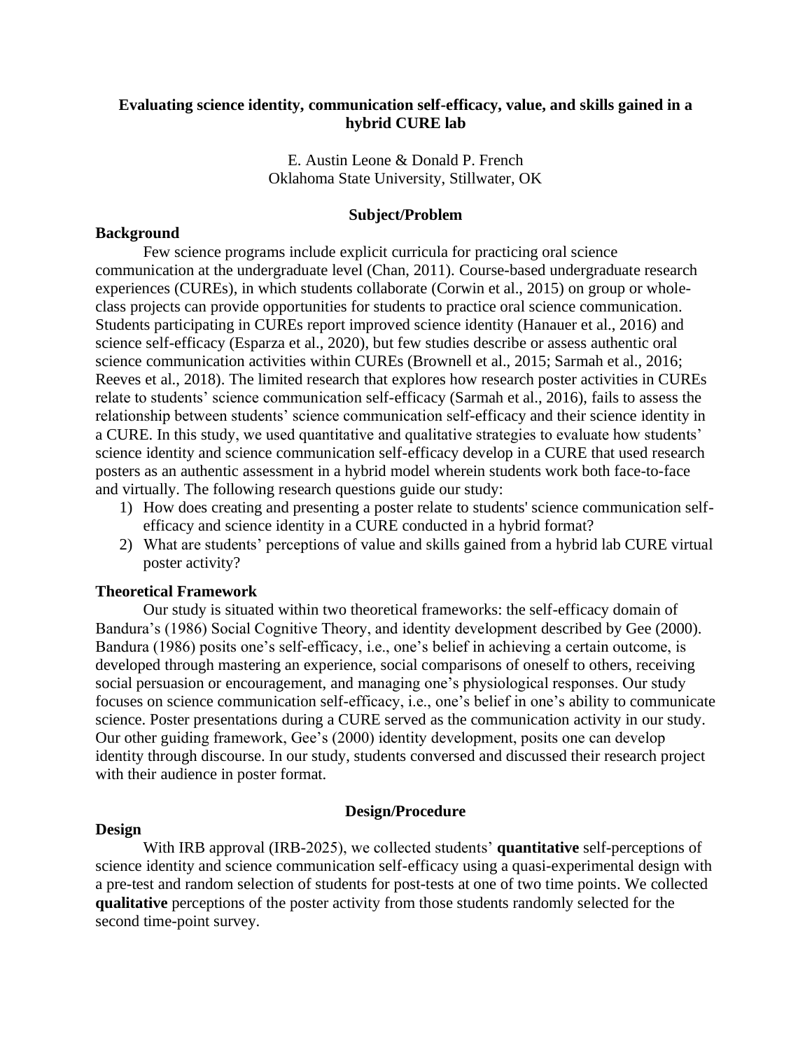# Evaluating science identity, communication self-efficacy, value, and skills gained in a hybrid CURE lab

E. Austin Leone & Donald P. French
Oklahoma State University, Stillwater, OK

## Subject/Problem

### Background

Few science programs include explicit curricula for practicing oral science communication at the undergraduate level (Chan, 2011). Course-based undergraduate research experiences (CUREs), in which students collaborate (Corwin et al., 2015) on group or whole-class projects can provide opportunities for students to practice oral science communication. Students participating in CUREs report improved science identity (Hanauer et al., 2016) and science self-efficacy (Esparza et al., 2020), but few studies describe or assess authentic oral science communication activities within CUREs (Brownell et al., 2015; Sarmah et al., 2016; Reeves et al., 2018). The limited research that explores how research poster activities in CUREs relate to students' science communication self-efficacy (Sarmah et al., 2016), fails to assess the relationship between students' science communication self-efficacy and their science identity in a CURE. In this study, we used quantitative and qualitative strategies to evaluate how students' science identity and science communication self-efficacy develop in a CURE that used research posters as an authentic assessment in a hybrid model wherein students work both face-to-face and virtually. The following research questions guide our study:

1) How does creating and presenting a poster relate to students' science communication self-efficacy and science identity in a CURE conducted in a hybrid format?
2) What are students' perceptions of value and skills gained from a hybrid lab CURE virtual poster activity?

### Theoretical Framework

Our study is situated within two theoretical frameworks: the self-efficacy domain of Bandura's (1986) Social Cognitive Theory, and identity development described by Gee (2000). Bandura (1986) posits one's self-efficacy, i.e., one's belief in achieving a certain outcome, is developed through mastering an experience, social comparisons of oneself to others, receiving social persuasion or encouragement, and managing one's physiological responses. Our study focuses on science communication self-efficacy, i.e., one's belief in one's ability to communicate science. Poster presentations during a CURE served as the communication activity in our study. Our other guiding framework, Gee's (2000) identity development, posits one can develop identity through discourse. In our study, students conversed and discussed their research project with their audience in poster format.

## Design/Procedure

### Design

With IRB approval (IRB-2025), we collected students' **quantitative** self-perceptions of science identity and science communication self-efficacy using a quasi-experimental design with a pre-test and random selection of students for post-tests at one of two time points. We collected **qualitative** perceptions of the poster activity from those students randomly selected for the second time-point survey.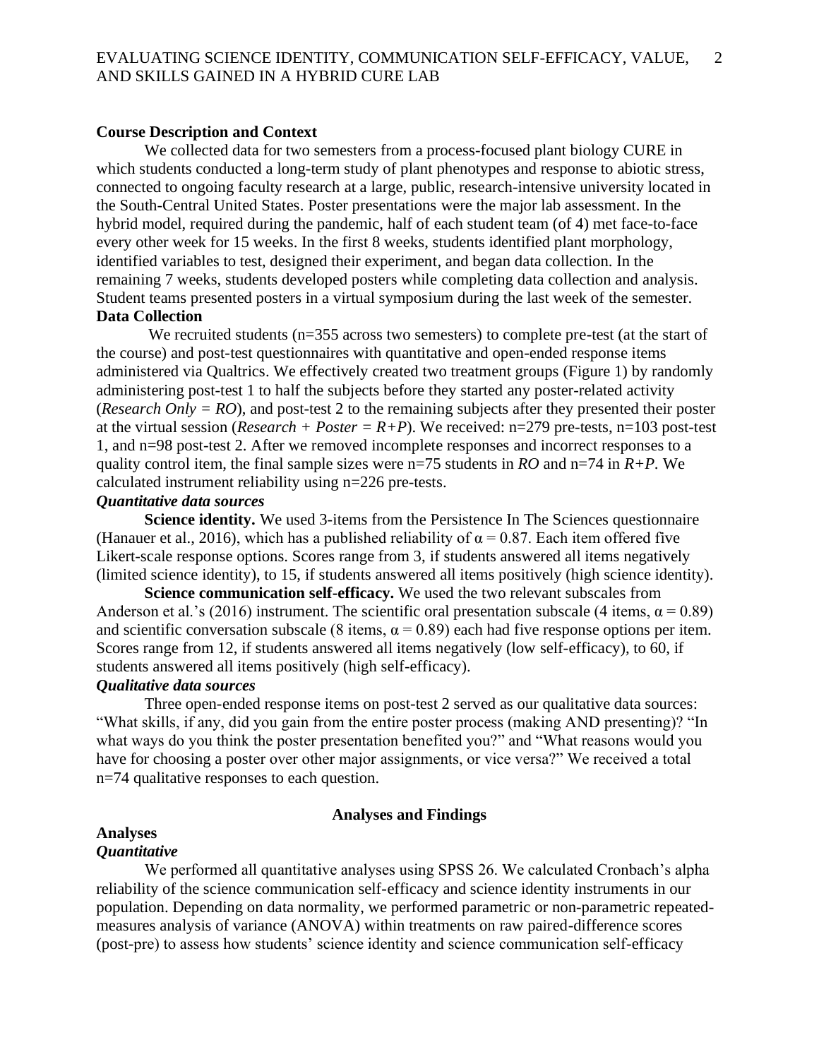## Course Description and Context

We collected data for two semesters from a process-focused plant biology CURE in which students conducted a long-term study of plant phenotypes and response to abiotic stress, connected to ongoing faculty research at a large, public, research-intensive university located in the South-Central United States. Poster presentations were the major lab assessment. In the hybrid model, required during the pandemic, half of each student team (of 4) met face-to-face every other week for 15 weeks. In the first 8 weeks, students identified plant morphology, identified variables to test, designed their experiment, and began data collection. In the remaining 7 weeks, students developed posters while completing data collection and analysis. Student teams presented posters in a virtual symposium during the last week of the semester.

## Data Collection

We recruited students (n=355 across two semesters) to complete pre-test (at the start of the course) and post-test questionnaires with quantitative and open-ended response items administered via Qualtrics. We effectively created two treatment groups (Figure 1) by randomly administering post-test 1 to half the subjects before they started any poster-related activity (*Research Only = RO*), and post-test 2 to the remaining subjects after they presented their poster at the virtual session (*Research + Poster = R+P*). We received: n=279 pre-tests, n=103 post-test 1, and n=98 post-test 2. After we removed incomplete responses and incorrect responses to a quality control item, the final sample sizes were n=75 students in *RO* and n=74 in *R+P*. We calculated instrument reliability using n=226 pre-tests.

### *Quantitative data sources*

**Science identity.** We used 3-items from the Persistence In The Sciences questionnaire (Hanauer et al., 2016), which has a published reliability of $\alpha = 0.87$. Each item offered five Likert-scale response options. Scores range from 3, if students answered all items negatively (limited science identity), to 15, if students answered all items positively (high science identity).

**Science communication self-efficacy.** We used the two relevant subscales from Anderson et al.'s (2016) instrument. The scientific oral presentation subscale (4 items, $\alpha = 0.89$) and scientific conversation subscale (8 items, $\alpha = 0.89$) each had five response options per item. Scores range from 12, if students answered all items negatively (low self-efficacy), to 60, if students answered all items positively (high self-efficacy).

### *Qualitative data sources*

Three open-ended response items on post-test 2 served as our qualitative data sources: "What skills, if any, did you gain from the entire poster process (making AND presenting)? "In what ways do you think the poster presentation benefited you?" and "What reasons would you have for choosing a poster over other major assignments, or vice versa?" We received a total n=74 qualitative responses to each question.

# Analyses and Findings

## Analyses

### *Quantitative*

We performed all quantitative analyses using SPSS 26. We calculated Cronbach's alpha reliability of the science communication self-efficacy and science identity instruments in our population. Depending on data normality, we performed parametric or non-parametric repeated-measures analysis of variance (ANOVA) within treatments on raw paired-difference scores (post-pre) to assess how students' science identity and science communication self-efficacy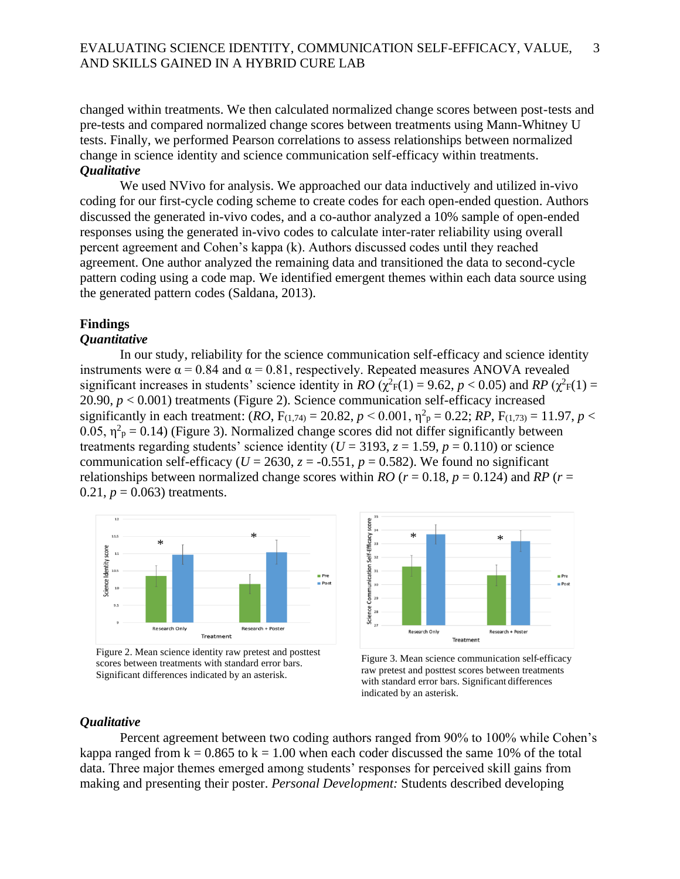changed within treatments. We then calculated normalized change scores between post-tests and pre-tests and compared normalized change scores between treatments using Mann-Whitney U tests. Finally, we performed Pearson correlations to assess relationships between normalized change in science identity and science communication self-efficacy within treatments.

### *Qualitative*

We used NVivo for analysis. We approached our data inductively and utilized in-vivo coding for our first-cycle coding scheme to create codes for each open-ended question. Authors discussed the generated in-vivo codes, and a co-author analyzed a 10% sample of open-ended responses using the generated in-vivo codes to calculate inter-rater reliability using overall percent agreement and Cohen's kappa (k). Authors discussed codes until they reached agreement. One author analyzed the remaining data and transitioned the data to second-cycle pattern coding using a code map. We identified emergent themes within each data source using the generated pattern codes (Saldana, 2013).

## Findings

### *Quantitative*

In our study, reliability for the science communication self-efficacy and science identity instruments were $\alpha = 0.84$ and $\alpha = 0.81$, respectively. Repeated measures ANOVA revealed significant increases in students' science identity in *RO* ($\chi^2_F(1) = 9.62$, $p < 0.05$) and *RP* ($\chi^2_F(1) = 20.90$, $p < 0.001$) treatments (Figure 2). Science communication self-efficacy increased significantly in each treatment: (*RO*, $F_{(1,74)} = 20.82$, $p < 0.001$, $\eta^2_p = 0.22$; *RP*, $F_{(1,73)} = 11.97$, $p < 0.05$, $\eta^2_p = 0.14$) (Figure 3). Normalized change scores did not differ significantly between treatments regarding students' science identity ($U = 3193$, $z = 1.59$, $p = 0.110$) or science communication self-efficacy ($U = 2630$, $z = -0.551$, $p = 0.582$). We found no significant relationships between normalized change scores within *RO* ($r = 0.18$, $p = 0.124$) and *RP* ($r = 0.21$, $p = 0.063$) treatments.

Figure 2. Mean science identity raw pretest and posttest scores between treatments with standard error bars. Significant differences indicated by an asterisk.

Figure 3. Mean science communication self-efficacy raw pretest and posttest scores between treatments with standard error bars. Significant differences indicated by an asterisk.

### *Qualitative*

Percent agreement between two coding authors ranged from 90% to 100% while Cohen's kappa ranged from k = 0.865 to k = 1.00 when each coder discussed the same 10% of the total data. Three major themes emerged among students' responses for perceived skill gains from making and presenting their poster. *Personal Development:* Students described developing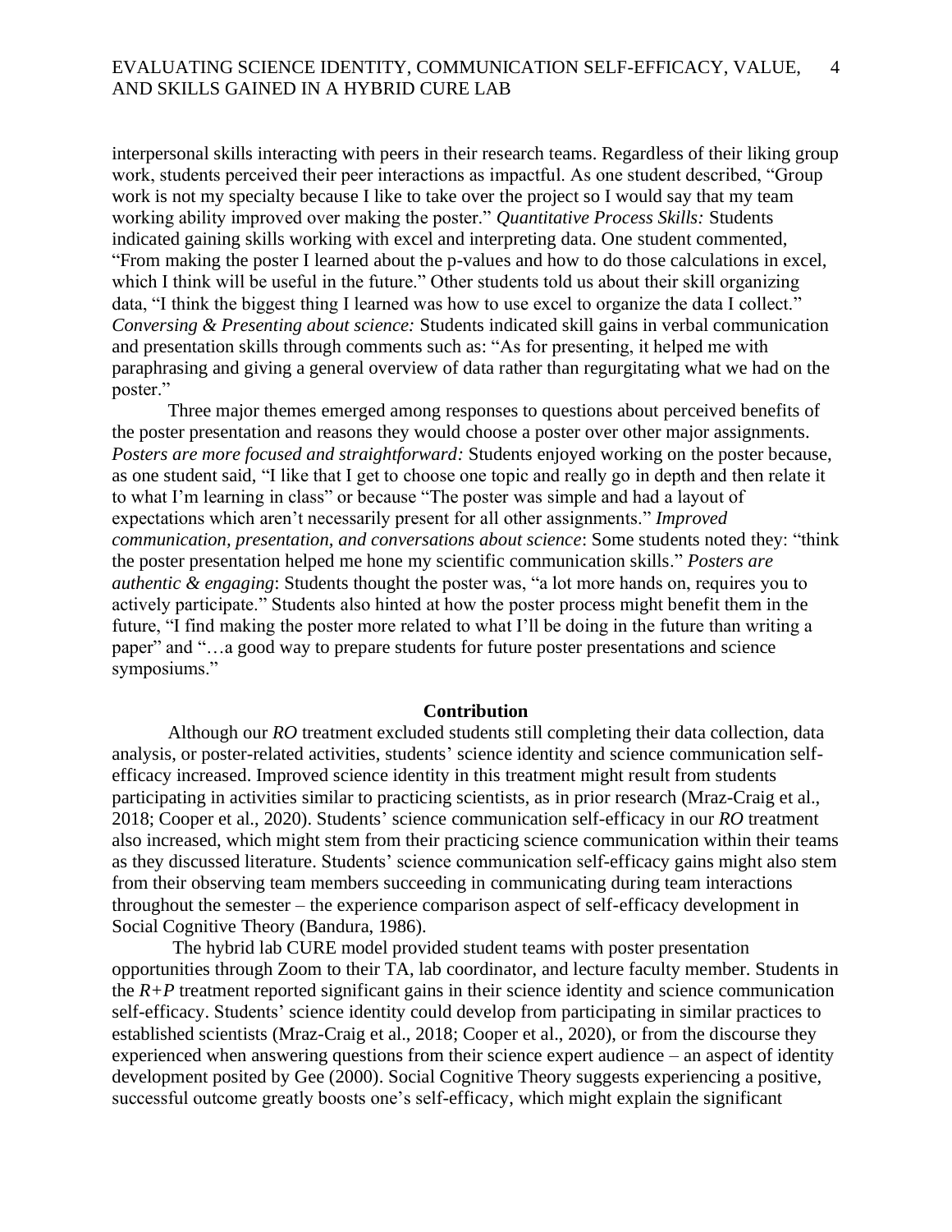interpersonal skills interacting with peers in their research teams. Regardless of their liking group work, students perceived their peer interactions as impactful. As one student described, "Group work is not my specialty because I like to take over the project so I would say that my team working ability improved over making the poster." *Quantitative Process Skills:* Students indicated gaining skills working with excel and interpreting data. One student commented, "From making the poster I learned about the p-values and how to do those calculations in excel, which I think will be useful in the future." Other students told us about their skill organizing data, "I think the biggest thing I learned was how to use excel to organize the data I collect." *Conversing & Presenting about science:* Students indicated skill gains in verbal communication and presentation skills through comments such as: "As for presenting, it helped me with paraphrasing and giving a general overview of data rather than regurgitating what we had on the poster."

Three major themes emerged among responses to questions about perceived benefits of the poster presentation and reasons they would choose a poster over other major assignments. *Posters are more focused and straightforward:* Students enjoyed working on the poster because, as one student said, "I like that I get to choose one topic and really go in depth and then relate it to what I'm learning in class" or because "The poster was simple and had a layout of expectations which aren't necessarily present for all other assignments." *Improved communication, presentation, and conversations about science*: Some students noted they: "think the poster presentation helped me hone my scientific communication skills." *Posters are authentic & engaging*: Students thought the poster was, "a lot more hands on, requires you to actively participate." Students also hinted at how the poster process might benefit them in the future, "I find making the poster more related to what I'll be doing in the future than writing a paper" and "…a good way to prepare students for future poster presentations and science symposiums."

## Contribution

Although our *RO* treatment excluded students still completing their data collection, data analysis, or poster-related activities, students' science identity and science communication self-efficacy increased. Improved science identity in this treatment might result from students participating in activities similar to practicing scientists, as in prior research (Mraz-Craig et al., 2018; Cooper et al., 2020). Students' science communication self-efficacy in our *RO* treatment also increased, which might stem from their practicing science communication within their teams as they discussed literature. Students' science communication self-efficacy gains might also stem from their observing team members succeeding in communicating during team interactions throughout the semester – the experience comparison aspect of self-efficacy development in Social Cognitive Theory (Bandura, 1986).

The hybrid lab CURE model provided student teams with poster presentation opportunities through Zoom to their TA, lab coordinator, and lecture faculty member. Students in the *R+P* treatment reported significant gains in their science identity and science communication self-efficacy. Students' science identity could develop from participating in similar practices to established scientists (Mraz-Craig et al., 2018; Cooper et al., 2020), or from the discourse they experienced when answering questions from their science expert audience – an aspect of identity development posited by Gee (2000). Social Cognitive Theory suggests experiencing a positive, successful outcome greatly boosts one's self-efficacy, which might explain the significant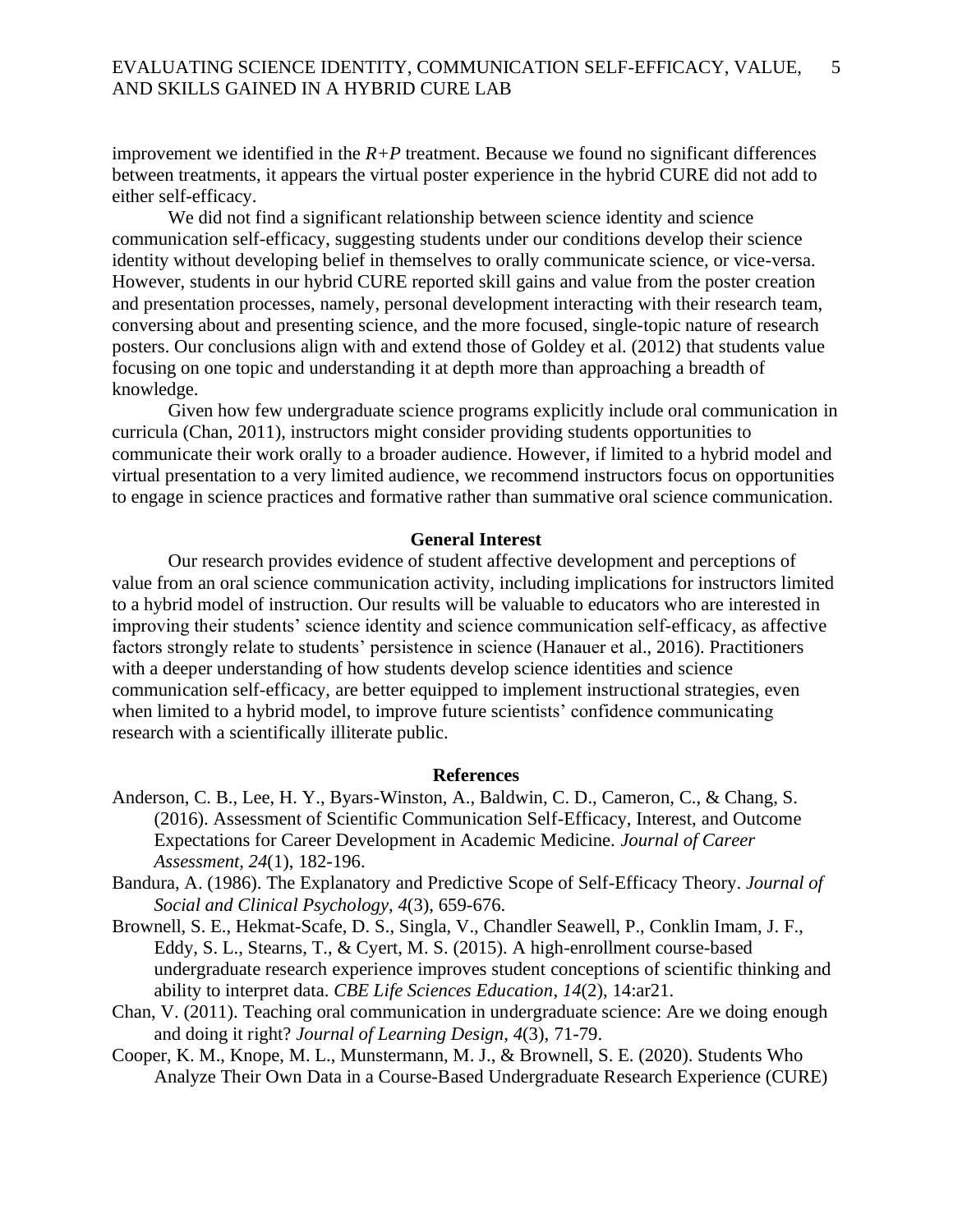improvement we identified in the *R+P* treatment. Because we found no significant differences between treatments, it appears the virtual poster experience in the hybrid CURE did not add to either self-efficacy.

We did not find a significant relationship between science identity and science communication self-efficacy, suggesting students under our conditions develop their science identity without developing belief in themselves to orally communicate science, or vice-versa. However, students in our hybrid CURE reported skill gains and value from the poster creation and presentation processes, namely, personal development interacting with their research team, conversing about and presenting science, and the more focused, single-topic nature of research posters. Our conclusions align with and extend those of Goldey et al. (2012) that students value focusing on one topic and understanding it at depth more than approaching a breadth of knowledge.

Given how few undergraduate science programs explicitly include oral communication in curricula (Chan, 2011), instructors might consider providing students opportunities to communicate their work orally to a broader audience. However, if limited to a hybrid model and virtual presentation to a very limited audience, we recommend instructors focus on opportunities to engage in science practices and formative rather than summative oral science communication.

## General Interest

Our research provides evidence of student affective development and perceptions of value from an oral science communication activity, including implications for instructors limited to a hybrid model of instruction. Our results will be valuable to educators who are interested in improving their students' science identity and science communication self-efficacy, as affective factors strongly relate to students' persistence in science (Hanauer et al., 2016). Practitioners with a deeper understanding of how students develop science identities and science communication self-efficacy, are better equipped to implement instructional strategies, even when limited to a hybrid model, to improve future scientists' confidence communicating research with a scientifically illiterate public.

## References

Anderson, C. B., Lee, H. Y., Byars-Winston, A., Baldwin, C. D., Cameron, C., & Chang, S. (2016). Assessment of Scientific Communication Self-Efficacy, Interest, and Outcome Expectations for Career Development in Academic Medicine. *Journal of Career Assessment*, *24*(1), 182-196.

Bandura, A. (1986). The Explanatory and Predictive Scope of Self-Efficacy Theory. *Journal of Social and Clinical Psychology*, *4*(3), 659-676.

Brownell, S. E., Hekmat-Scafe, D. S., Singla, V., Chandler Seawell, P., Conklin Imam, J. F., Eddy, S. L., Stearns, T., & Cyert, M. S. (2015). A high-enrollment course-based undergraduate research experience improves student conceptions of scientific thinking and ability to interpret data. *CBE Life Sciences Education*, *14*(2), 14:ar21.

Chan, V. (2011). Teaching oral communication in undergraduate science: Are we doing enough and doing it right? *Journal of Learning Design*, *4*(3), 71-79.

Cooper, K. M., Knope, M. L., Munstermann, M. J., & Brownell, S. E. (2020). Students Who Analyze Their Own Data in a Course-Based Undergraduate Research Experience (CURE)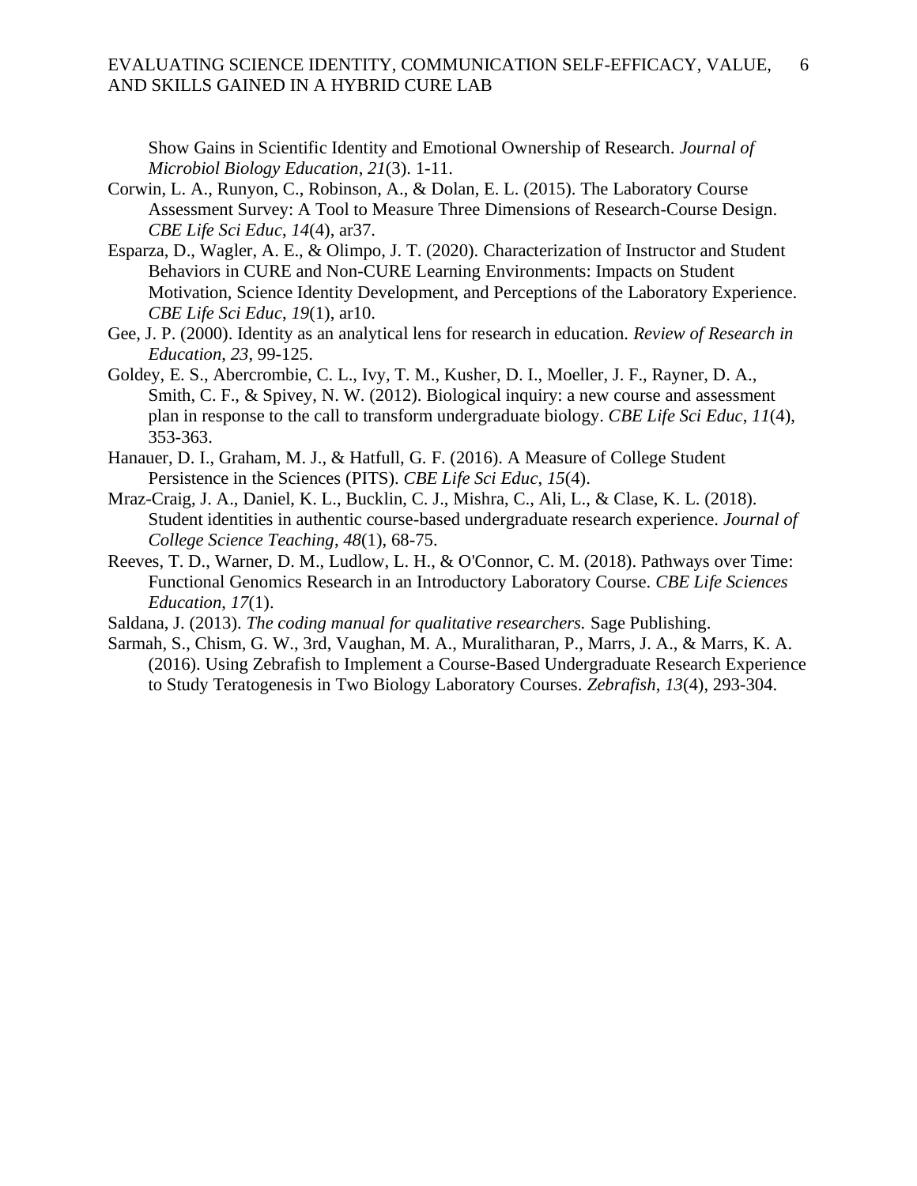Show Gains in Scientific Identity and Emotional Ownership of Research. *Journal of Microbiol Biology Education*, *21*(3). 1-11.

Corwin, L. A., Runyon, C., Robinson, A., & Dolan, E. L. (2015). The Laboratory Course Assessment Survey: A Tool to Measure Three Dimensions of Research-Course Design. *CBE Life Sci Educ*, *14*(4), ar37.

Esparza, D., Wagler, A. E., & Olimpo, J. T. (2020). Characterization of Instructor and Student Behaviors in CURE and Non-CURE Learning Environments: Impacts on Student Motivation, Science Identity Development, and Perceptions of the Laboratory Experience. *CBE Life Sci Educ*, *19*(1), ar10.

Gee, J. P. (2000). Identity as an analytical lens for research in education. *Review of Research in Education*, *23*, 99-125.

Goldey, E. S., Abercrombie, C. L., Ivy, T. M., Kusher, D. I., Moeller, J. F., Rayner, D. A., Smith, C. F., & Spivey, N. W. (2012). Biological inquiry: a new course and assessment plan in response to the call to transform undergraduate biology. *CBE Life Sci Educ*, *11*(4), 353-363.

Hanauer, D. I., Graham, M. J., & Hatfull, G. F. (2016). A Measure of College Student Persistence in the Sciences (PITS). *CBE Life Sci Educ*, *15*(4).

Mraz-Craig, J. A., Daniel, K. L., Bucklin, C. J., Mishra, C., Ali, L., & Clase, K. L. (2018). Student identities in authentic course-based undergraduate research experience. *Journal of College Science Teaching*, *48*(1), 68-75.

Reeves, T. D., Warner, D. M., Ludlow, L. H., & O'Connor, C. M. (2018). Pathways over Time: Functional Genomics Research in an Introductory Laboratory Course. *CBE Life Sciences Education*, *17*(1).

Saldana, J. (2013). *The coding manual for qualitative researchers.* Sage Publishing.

Sarmah, S., Chism, G. W., 3rd, Vaughan, M. A., Muralitharan, P., Marrs, J. A., & Marrs, K. A. (2016). Using Zebrafish to Implement a Course-Based Undergraduate Research Experience to Study Teratogenesis in Two Biology Laboratory Courses. *Zebrafish*, *13*(4), 293-304.